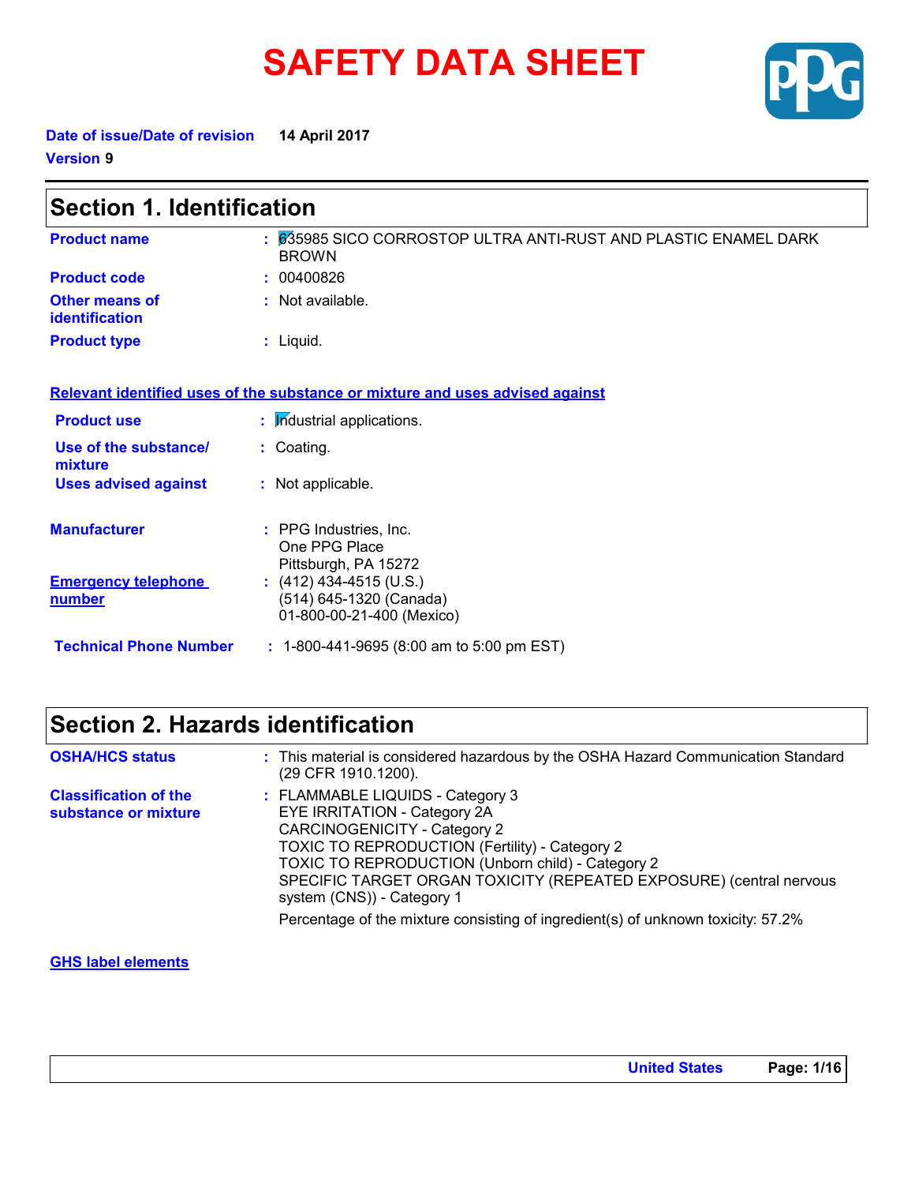# SAFETY DATA SHEET

**Date of issue/Date of revision** 14 April 2017

**Version** 9

## Section 1. Identification

**Product name** : 635985 SICO CORROSTOP ULTRA ANTI-RUST AND PLASTIC ENAMEL DARK BROWN

**Product code** : 00400826

**Other means of identification** : Not available.

**Product type** : Liquid.

### Relevant identified uses of the substance or mixture and uses advised against

**Product use** : Industrial applications.

**Use of the substance/ mixture** : Coating.

**Uses advised against** : Not applicable.

**Manufacturer** : PPG Industries, Inc.
One PPG Place
Pittsburgh, PA 15272

**Emergency telephone number** : (412) 434-4515 (U.S.)
(514) 645-1320 (Canada)
01-800-00-21-400 (Mexico)

**Technical Phone Number** : 1-800-441-9695 (8:00 am to 5:00 pm EST)

## Section 2. Hazards identification

**OSHA/HCS status** : This material is considered hazardous by the OSHA Hazard Communication Standard (29 CFR 1910.1200).

**Classification of the substance or mixture** : FLAMMABLE LIQUIDS - Category 3
EYE IRRITATION - Category 2A
CARCINOGENICITY - Category 2
TOXIC TO REPRODUCTION (Fertility) - Category 2
TOXIC TO REPRODUCTION (Unborn child) - Category 2
SPECIFIC TARGET ORGAN TOXICITY (REPEATED EXPOSURE) (central nervous system (CNS)) - Category 1

Percentage of the mixture consisting of ingredient(s) of unknown toxicity: 57.2%

### GHS label elements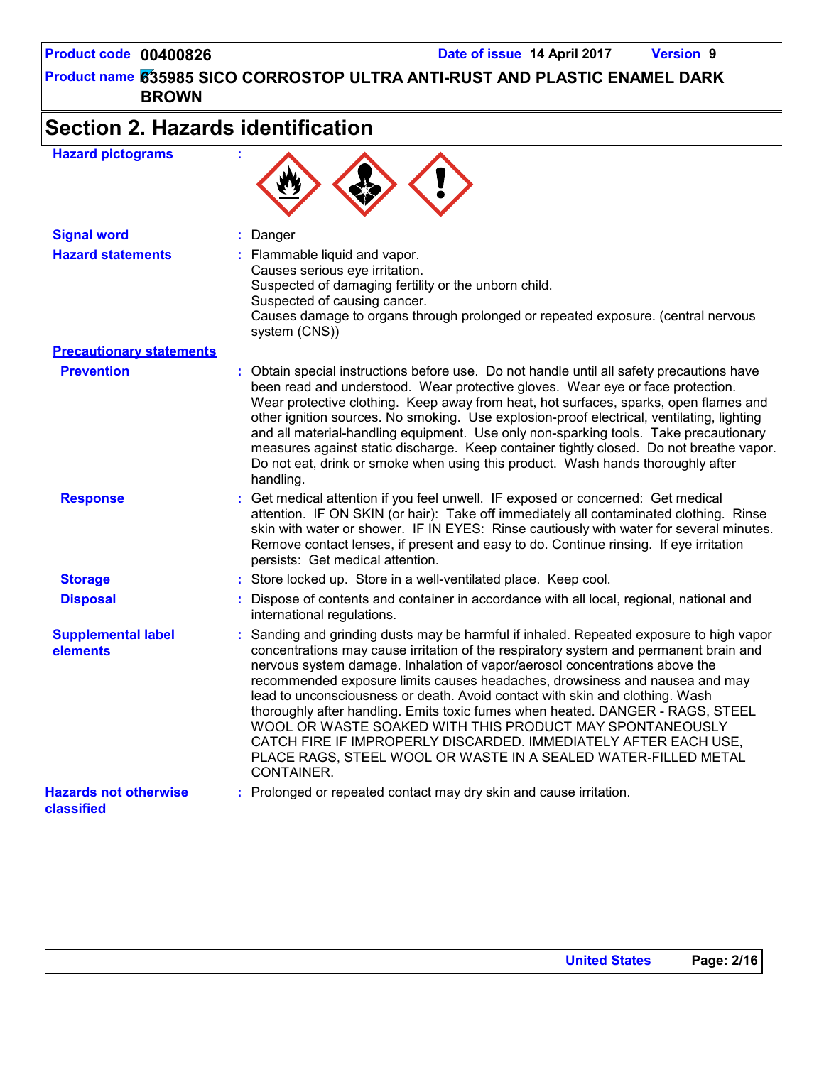## Section 2. Hazards identification

| | |
|---|---|
| **Hazard pictograms** | : |
| **Signal word** | : Danger |
| **Hazard statements** | : Flammable liquid and vapor.<br>Causes serious eye irritation.<br>Suspected of damaging fertility or the unborn child.<br>Suspected of causing cancer.<br>Causes damage to organs through prolonged or repeated exposure. (central nervous system (CNS)) |

**Precautionary statements**

| | |
|---|---|
| **Prevention** | : Obtain special instructions before use. Do not handle until all safety precautions have been read and understood. Wear protective gloves. Wear eye or face protection. Wear protective clothing. Keep away from heat, hot surfaces, sparks, open flames and other ignition sources. No smoking. Use explosion-proof electrical, ventilating, lighting and all material-handling equipment. Use only non-sparking tools. Take precautionary measures against static discharge. Keep container tightly closed. Do not breathe vapor. Do not eat, drink or smoke when using this product. Wash hands thoroughly after handling. |
| **Response** | : Get medical attention if you feel unwell. IF exposed or concerned: Get medical attention. IF ON SKIN (or hair): Take off immediately all contaminated clothing. Rinse skin with water or shower. IF IN EYES: Rinse cautiously with water for several minutes. Remove contact lenses, if present and easy to do. Continue rinsing. If eye irritation persists: Get medical attention. |
| **Storage** | : Store locked up. Store in a well-ventilated place. Keep cool. |
| **Disposal** | : Dispose of contents and container in accordance with all local, regional, national and international regulations. |
| **Supplemental label elements** | : Sanding and grinding dusts may be harmful if inhaled. Repeated exposure to high vapor concentrations may cause irritation of the respiratory system and permanent brain and nervous system damage. Inhalation of vapor/aerosol concentrations above the recommended exposure limits causes headaches, drowsiness and nausea and may lead to unconsciousness or death. Avoid contact with skin and clothing. Wash thoroughly after handling. Emits toxic fumes when heated. DANGER - RAGS, STEEL WOOL OR WASTE SOAKED WITH THIS PRODUCT MAY SPONTANEOUSLY CATCH FIRE IF IMPROPERLY DISCARDED. IMMEDIATELY AFTER EACH USE, PLACE RAGS, STEEL WOOL OR WASTE IN A SEALED WATER-FILLED METAL CONTAINER. |
| **Hazards not otherwise classified** | : Prolonged or repeated contact may dry skin and cause irritation. |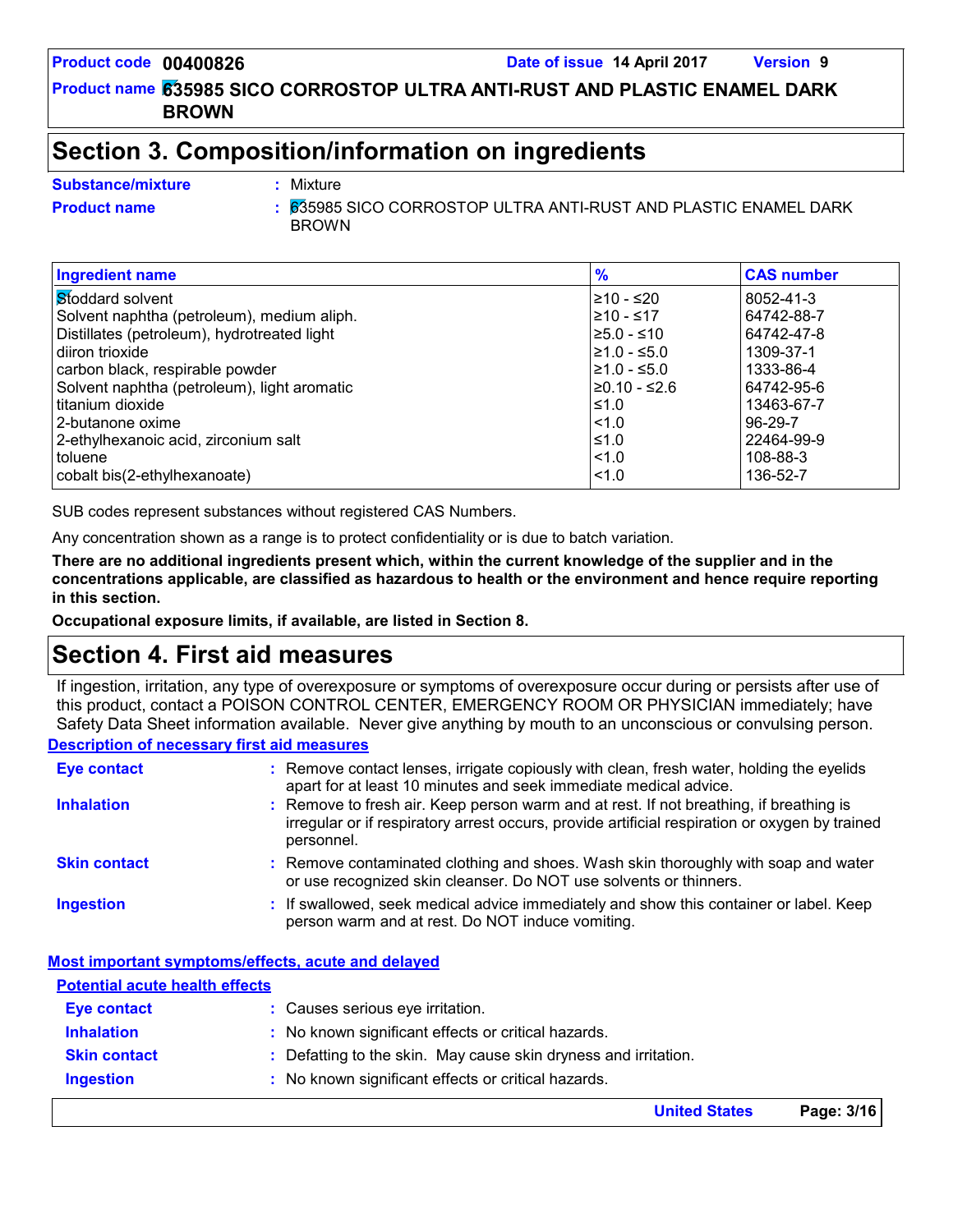## Section 3. Composition/information on ingredients

**Substance/mixture** : Mixture

**Product name** : 635985 SICO CORROSTOP ULTRA ANTI-RUST AND PLASTIC ENAMEL DARK BROWN

| Ingredient name | % | CAS number |
|---|---|---|
| Stoddard solvent | ≥10 - ≤20 | 8052-41-3 |
| Solvent naphtha (petroleum), medium aliph. | ≥10 - ≤17 | 64742-88-7 |
| Distillates (petroleum), hydrotreated light | ≥5.0 - ≤10 | 64742-47-8 |
| diiron trioxide | ≥1.0 - ≤5.0 | 1309-37-1 |
| carbon black, respirable powder | ≥1.0 - ≤5.0 | 1333-86-4 |
| Solvent naphtha (petroleum), light aromatic | ≥0.10 - ≤2.6 | 64742-95-6 |
| titanium dioxide | ≤1.0 | 13463-67-7 |
| 2-butanone oxime | <1.0 | 96-29-7 |
| 2-ethylhexanoic acid, zirconium salt | ≤1.0 | 22464-99-9 |
| toluene | <1.0 | 108-88-3 |
| cobalt bis(2-ethylhexanoate) | <1.0 | 136-52-7 |

SUB codes represent substances without registered CAS Numbers.

Any concentration shown as a range is to protect confidentiality or is due to batch variation.

**There are no additional ingredients present which, within the current knowledge of the supplier and in the concentrations applicable, are classified as hazardous to health or the environment and hence require reporting in this section.**

**Occupational exposure limits, if available, are listed in Section 8.**

## Section 4. First aid measures

If ingestion, irritation, any type of overexposure or symptoms of overexposure occur during or persists after use of this product, contact a POISON CONTROL CENTER, EMERGENCY ROOM OR PHYSICIAN immediately; have Safety Data Sheet information available. Never give anything by mouth to an unconscious or convulsing person.

### Description of necessary first aid measures

**Eye contact** : Remove contact lenses, irrigate copiously with clean, fresh water, holding the eyelids apart for at least 10 minutes and seek immediate medical advice.

**Inhalation** : Remove to fresh air. Keep person warm and at rest. If not breathing, if breathing is irregular or if respiratory arrest occurs, provide artificial respiration or oxygen by trained personnel.

**Skin contact** : Remove contaminated clothing and shoes. Wash skin thoroughly with soap and water or use recognized skin cleanser. Do NOT use solvents or thinners.

**Ingestion** : If swallowed, seek medical advice immediately and show this container or label. Keep person warm and at rest. Do NOT induce vomiting.

### Most important symptoms/effects, acute and delayed

#### Potential acute health effects

**Eye contact** : Causes serious eye irritation.

**Inhalation** : No known significant effects or critical hazards.

**Skin contact** : Defatting to the skin. May cause skin dryness and irritation.

**Ingestion** : No known significant effects or critical hazards.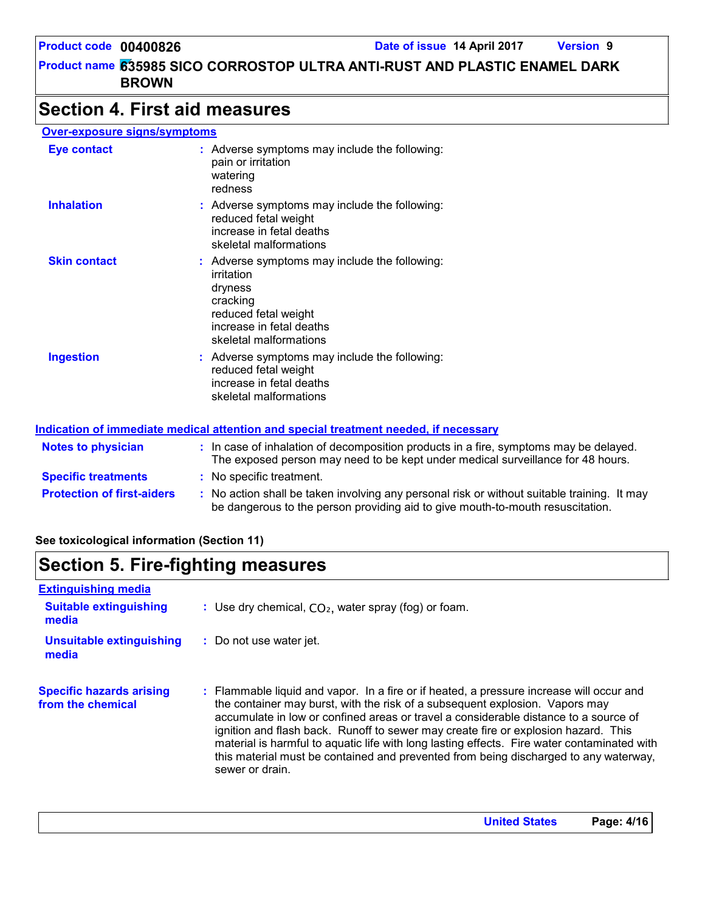## Section 4. First aid measures

**Over-exposure signs/symptoms**

| | |
|---|---|
| **Eye contact** | : Adverse symptoms may include the following: pain or irritation, watering, redness |
| **Inhalation** | : Adverse symptoms may include the following: reduced fetal weight, increase in fetal deaths, skeletal malformations |
| **Skin contact** | : Adverse symptoms may include the following: irritation, dryness, cracking, reduced fetal weight, increase in fetal deaths, skeletal malformations |
| **Ingestion** | : Adverse symptoms may include the following: reduced fetal weight, increase in fetal deaths, skeletal malformations |

**Indication of immediate medical attention and special treatment needed, if necessary**

| | |
|---|---|
| **Notes to physician** | : In case of inhalation of decomposition products in a fire, symptoms may be delayed. The exposed person may need to be kept under medical surveillance for 48 hours. |
| **Specific treatments** | : No specific treatment. |
| **Protection of first-aiders** | : No action shall be taken involving any personal risk or without suitable training. It may be dangerous to the person providing aid to give mouth-to-mouth resuscitation. |

**See toxicological information (Section 11)**

## Section 5. Fire-fighting measures

**Extinguishing media**

| | |
|---|---|
| **Suitable extinguishing media** | : Use dry chemical, $CO_2$, water spray (fog) or foam. |
| **Unsuitable extinguishing media** | : Do not use water jet. |
| **Specific hazards arising from the chemical** | : Flammable liquid and vapor. In a fire or if heated, a pressure increase will occur and the container may burst, with the risk of a subsequent explosion. Vapors may accumulate in low or confined areas or travel a considerable distance to a source of ignition and flash back. Runoff to sewer may create fire or explosion hazard. This material is harmful to aquatic life with long lasting effects. Fire water contaminated with this material must be contained and prevented from being discharged to any waterway, sewer or drain. |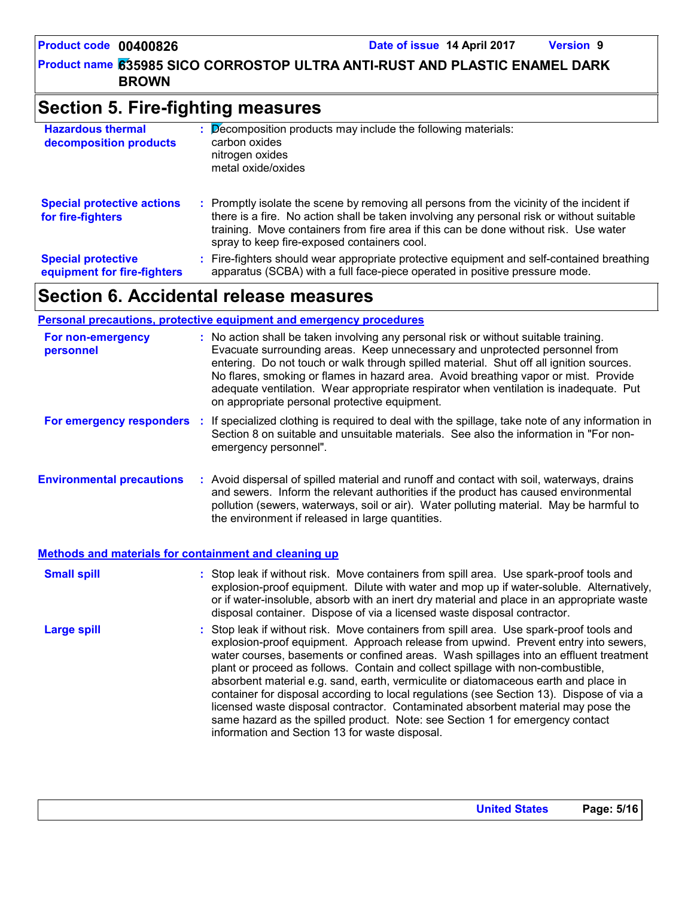## Section 5. Fire-fighting measures

**Hazardous thermal decomposition products** : Decomposition products may include the following materials:
carbon oxides
nitrogen oxides
metal oxide/oxides

**Special protective actions for fire-fighters** : Promptly isolate the scene by removing all persons from the vicinity of the incident if there is a fire. No action shall be taken involving any personal risk or without suitable training. Move containers from fire area if this can be done without risk. Use water spray to keep fire-exposed containers cool.

**Special protective equipment for fire-fighters** : Fire-fighters should wear appropriate protective equipment and self-contained breathing apparatus (SCBA) with a full face-piece operated in positive pressure mode.

## Section 6. Accidental release measures

### Personal precautions, protective equipment and emergency procedures

**For non-emergency personnel** : No action shall be taken involving any personal risk or without suitable training. Evacuate surrounding areas. Keep unnecessary and unprotected personnel from entering. Do not touch or walk through spilled material. Shut off all ignition sources. No flares, smoking or flames in hazard area. Avoid breathing vapor or mist. Provide adequate ventilation. Wear appropriate respirator when ventilation is inadequate. Put on appropriate personal protective equipment.

**For emergency responders** : If specialized clothing is required to deal with the spillage, take note of any information in Section 8 on suitable and unsuitable materials. See also the information in "For non-emergency personnel".

**Environmental precautions** : Avoid dispersal of spilled material and runoff and contact with soil, waterways, drains and sewers. Inform the relevant authorities if the product has caused environmental pollution (sewers, waterways, soil or air). Water polluting material. May be harmful to the environment if released in large quantities.

### Methods and materials for containment and cleaning up

**Small spill** : Stop leak if without risk. Move containers from spill area. Use spark-proof tools and explosion-proof equipment. Dilute with water and mop up if water-soluble. Alternatively, or if water-insoluble, absorb with an inert dry material and place in an appropriate waste disposal container. Dispose of via a licensed waste disposal contractor.

**Large spill** : Stop leak if without risk. Move containers from spill area. Use spark-proof tools and explosion-proof equipment. Approach release from upwind. Prevent entry into sewers, water courses, basements or confined areas. Wash spillages into an effluent treatment plant or proceed as follows. Contain and collect spillage with non-combustible, absorbent material e.g. sand, earth, vermiculite or diatomaceous earth and place in container for disposal according to local regulations (see Section 13). Dispose of via a licensed waste disposal contractor. Contaminated absorbent material may pose the same hazard as the spilled product. Note: see Section 1 for emergency contact information and Section 13 for waste disposal.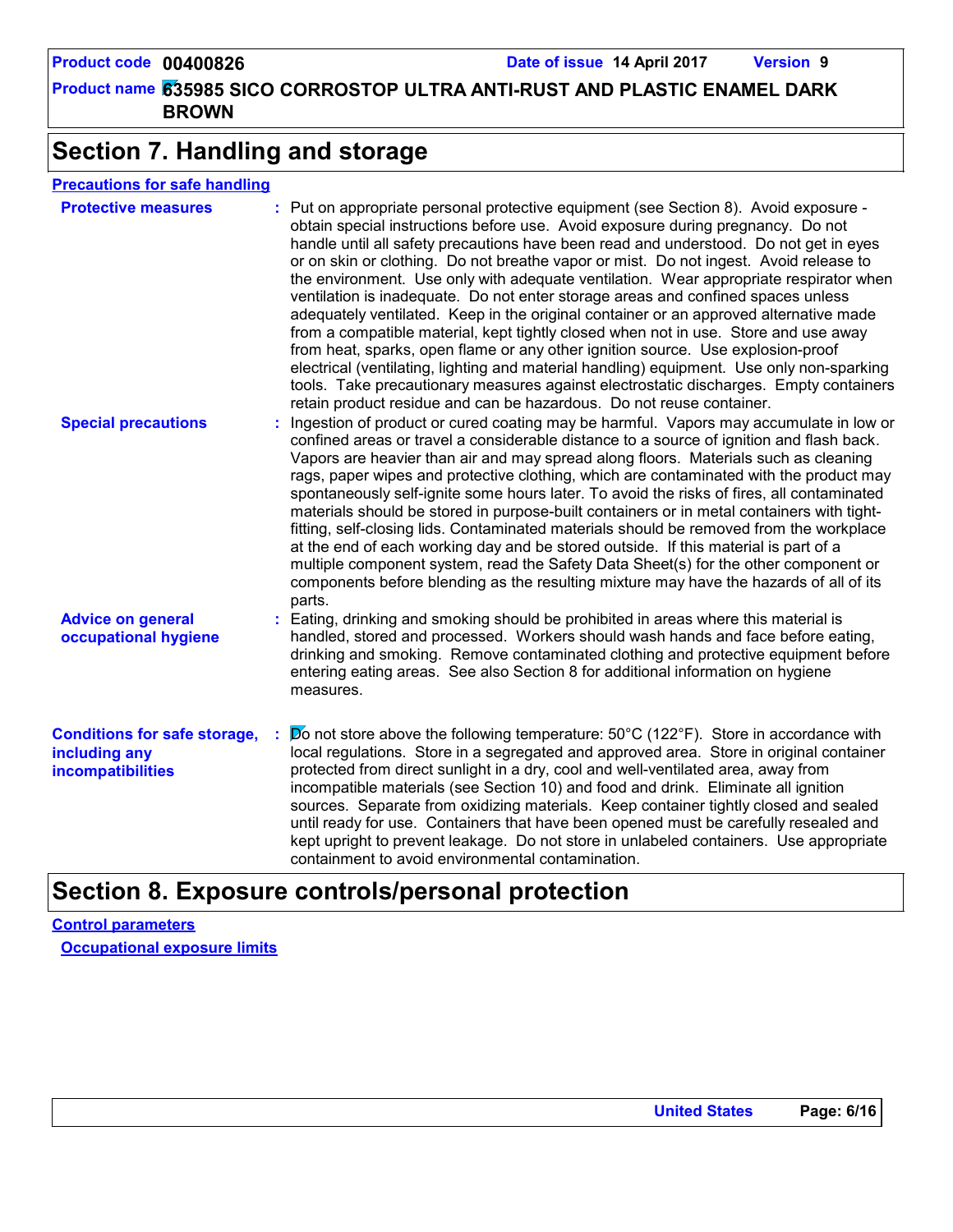## Section 7. Handling and storage

### Precautions for safe handling

**Protective measures** : Put on appropriate personal protective equipment (see Section 8). Avoid exposure - obtain special instructions before use. Avoid exposure during pregnancy. Do not handle until all safety precautions have been read and understood. Do not get in eyes or on skin or clothing. Do not breathe vapor or mist. Do not ingest. Avoid release to the environment. Use only with adequate ventilation. Wear appropriate respirator when ventilation is inadequate. Do not enter storage areas and confined spaces unless adequately ventilated. Keep in the original container or an approved alternative made from a compatible material, kept tightly closed when not in use. Store and use away from heat, sparks, open flame or any other ignition source. Use explosion-proof electrical (ventilating, lighting and material handling) equipment. Use only non-sparking tools. Take precautionary measures against electrostatic discharges. Empty containers retain product residue and can be hazardous. Do not reuse container.

**Special precautions** : Ingestion of product or cured coating may be harmful. Vapors may accumulate in low or confined areas or travel a considerable distance to a source of ignition and flash back. Vapors are heavier than air and may spread along floors. Materials such as cleaning rags, paper wipes and protective clothing, which are contaminated with the product may spontaneously self-ignite some hours later. To avoid the risks of fires, all contaminated materials should be stored in purpose-built containers or in metal containers with tight-fitting, self-closing lids. Contaminated materials should be removed from the workplace at the end of each working day and be stored outside. If this material is part of a multiple component system, read the Safety Data Sheet(s) for the other component or components before blending as the resulting mixture may have the hazards of all of its parts.

**Advice on general occupational hygiene** : Eating, drinking and smoking should be prohibited in areas where this material is handled, stored and processed. Workers should wash hands and face before eating, drinking and smoking. Remove contaminated clothing and protective equipment before entering eating areas. See also Section 8 for additional information on hygiene measures.

**Conditions for safe storage, including any incompatibilities** : Do not store above the following temperature: 50°C (122°F). Store in accordance with local regulations. Store in a segregated and approved area. Store in original container protected from direct sunlight in a dry, cool and well-ventilated area, away from incompatible materials (see Section 10) and food and drink. Eliminate all ignition sources. Separate from oxidizing materials. Keep container tightly closed and sealed until ready for use. Containers that have been opened must be carefully resealed and kept upright to prevent leakage. Do not store in unlabeled containers. Use appropriate containment to avoid environmental contamination.

## Section 8. Exposure controls/personal protection

### Control parameters

#### Occupational exposure limits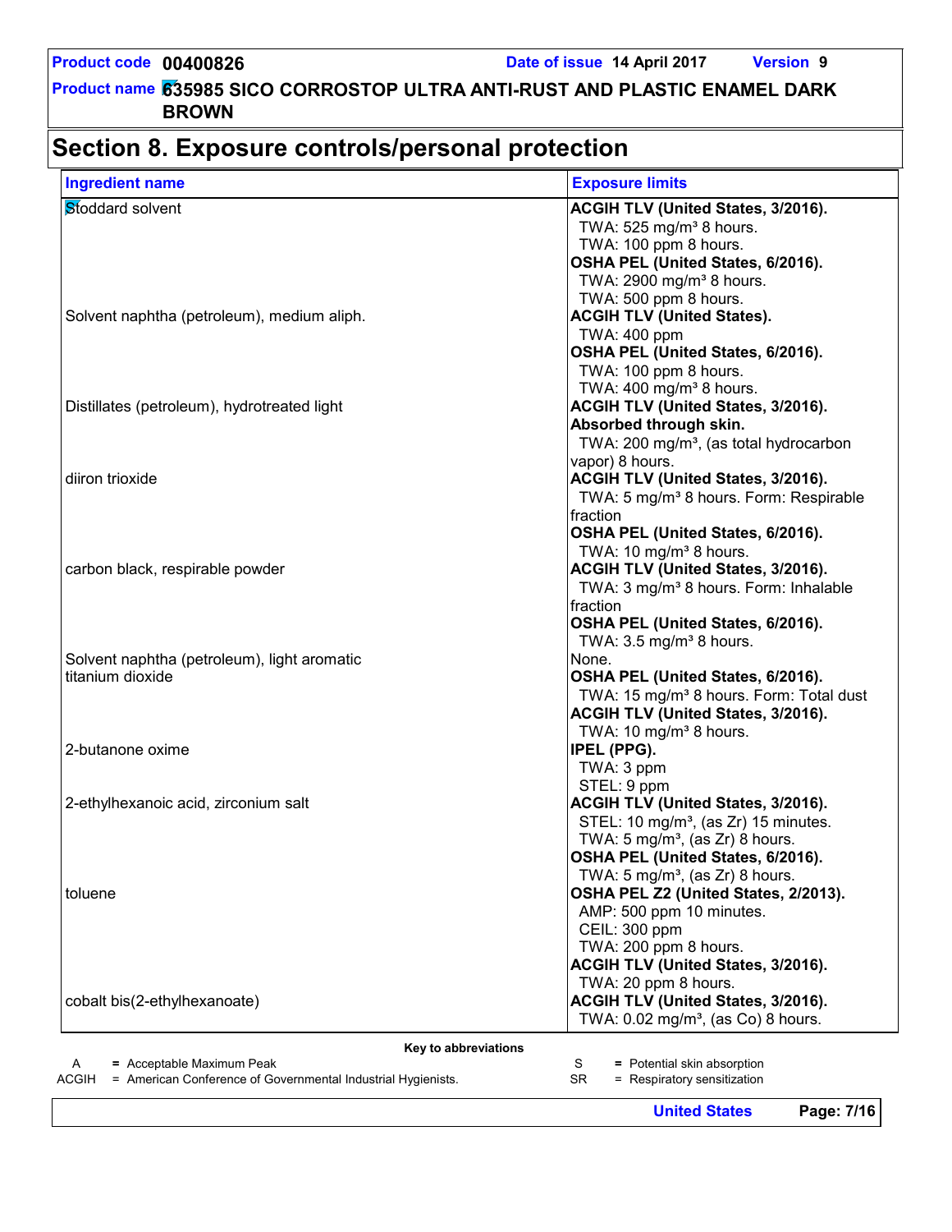# Section 8. Exposure controls/personal protection

| Ingredient name | Exposure limits |
|---|---|
| Stoddard solvent | **ACGIH TLV (United States, 3/2016).**<br>TWA: 525 mg/m³ 8 hours.<br>TWA: 100 ppm 8 hours.<br>**OSHA PEL (United States, 6/2016).**<br>TWA: 2900 mg/m³ 8 hours.<br>TWA: 500 ppm 8 hours. |
| Solvent naphtha (petroleum), medium aliph. | **ACGIH TLV (United States).**<br>TWA: 400 ppm<br>**OSHA PEL (United States, 6/2016).**<br>TWA: 100 ppm 8 hours.<br>TWA: 400 mg/m³ 8 hours. |
| Distillates (petroleum), hydrotreated light | **ACGIH TLV (United States, 3/2016).**<br>**Absorbed through skin.**<br>TWA: 200 mg/m³, (as total hydrocarbon vapor) 8 hours. |
| diiron trioxide | **ACGIH TLV (United States, 3/2016).**<br>TWA: 5 mg/m³ 8 hours. Form: Respirable fraction<br>**OSHA PEL (United States, 6/2016).**<br>TWA: 10 mg/m³ 8 hours. |
| carbon black, respirable powder | **ACGIH TLV (United States, 3/2016).**<br>TWA: 3 mg/m³ 8 hours. Form: Inhalable fraction<br>**OSHA PEL (United States, 6/2016).**<br>TWA: 3.5 mg/m³ 8 hours. |
| Solvent naphtha (petroleum), light aromatic | None. |
| titanium dioxide | **OSHA PEL (United States, 6/2016).**<br>TWA: 15 mg/m³ 8 hours. Form: Total dust<br>**ACGIH TLV (United States, 3/2016).**<br>TWA: 10 mg/m³ 8 hours. |
| 2-butanone oxime | **IPEL (PPG).**<br>TWA: 3 ppm<br>STEL: 9 ppm |
| 2-ethylhexanoic acid, zirconium salt | **ACGIH TLV (United States, 3/2016).**<br>STEL: 10 mg/m³, (as Zr) 15 minutes.<br>TWA: 5 mg/m³, (as Zr) 8 hours.<br>**OSHA PEL (United States, 6/2016).**<br>TWA: 5 mg/m³, (as Zr) 8 hours. |
| toluene | **OSHA PEL Z2 (United States, 2/2013).**<br>AMP: 500 ppm 10 minutes.<br>CEIL: 300 ppm<br>TWA: 200 ppm 8 hours.<br>**ACGIH TLV (United States, 3/2016).**<br>TWA: 20 ppm 8 hours. |
| cobalt bis(2-ethylhexanoate) | **ACGIH TLV (United States, 3/2016).**<br>TWA: 0.02 mg/m³, (as Co) 8 hours. |

**Key to abbreviations**

A = Acceptable Maximum Peak
ACGIH = American Conference of Governmental Industrial Hygienists.
S = Potential skin absorption
SR = Respiratory sensitization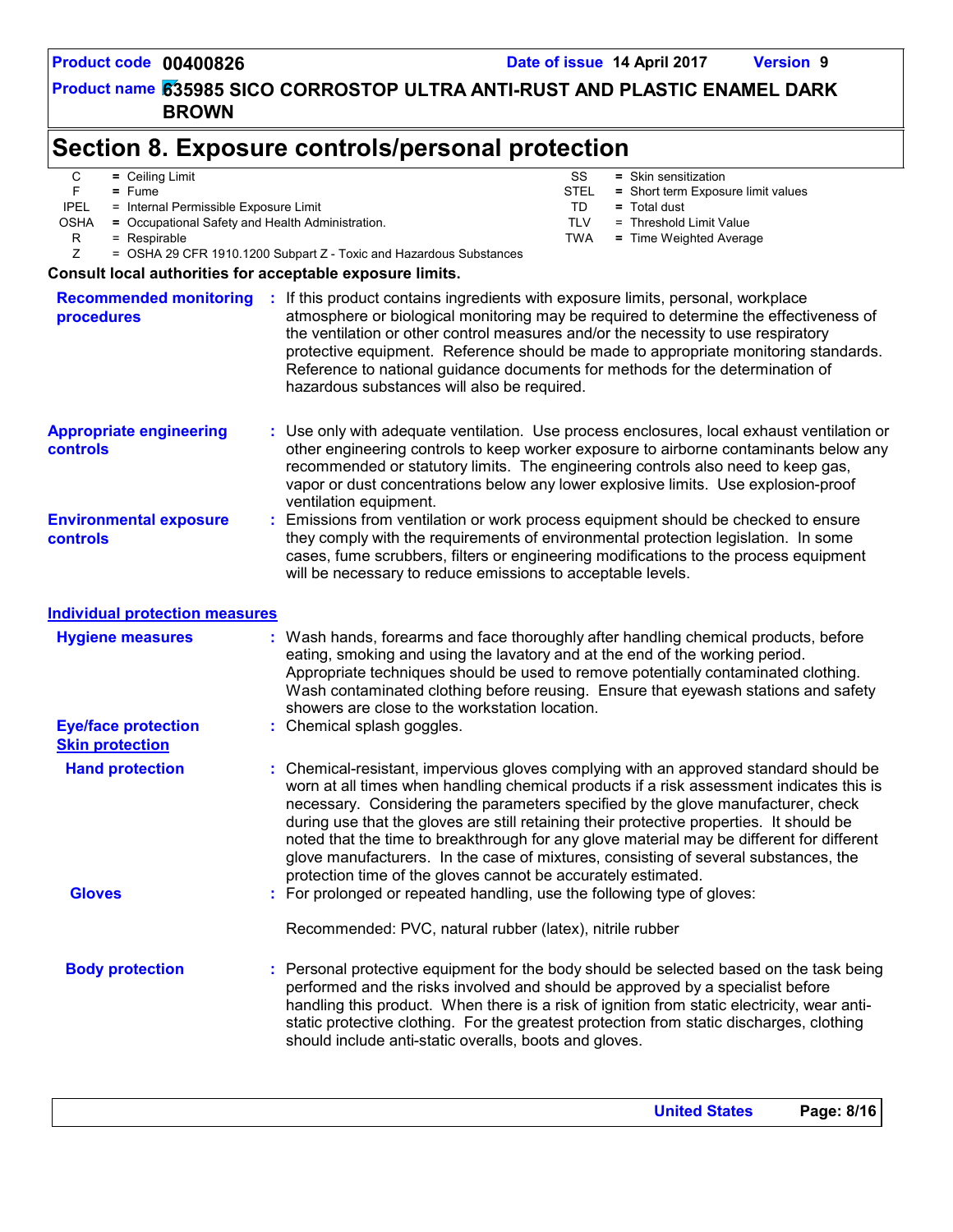# Section 8. Exposure controls/personal protection

| | | | | | |
|---|---|---|---|---|---|
| C | = | Ceiling Limit | SS | = | Skin sensitization |
| F | = | Fume | STEL | = | Short term Exposure limit values |
| IPEL | = | Internal Permissible Exposure Limit | TD | = | Total dust |
| OSHA | = | Occupational Safety and Health Administration. | TLV | = | Threshold Limit Value |
| R | = | Respirable | TWA | = | Time Weighted Average |
| Z | = | OSHA 29 CFR 1910.1200 Subpart Z - Toxic and Hazardous Substances | | | |

**Consult local authorities for acceptable exposure limits.**

**Recommended monitoring procedures** : If this product contains ingredients with exposure limits, personal, workplace atmosphere or biological monitoring may be required to determine the effectiveness of the ventilation or other control measures and/or the necessity to use respiratory protective equipment. Reference should be made to appropriate monitoring standards. Reference to national guidance documents for methods for the determination of hazardous substances will also be required.

**Appropriate engineering controls** : Use only with adequate ventilation. Use process enclosures, local exhaust ventilation or other engineering controls to keep worker exposure to airborne contaminants below any recommended or statutory limits. The engineering controls also need to keep gas, vapor or dust concentrations below any lower explosive limits. Use explosion-proof ventilation equipment.

**Environmental exposure controls** : Emissions from ventilation or work process equipment should be checked to ensure they comply with the requirements of environmental protection legislation. In some cases, fume scrubbers, filters or engineering modifications to the process equipment will be necessary to reduce emissions to acceptable levels.

## Individual protection measures

**Hygiene measures** : Wash hands, forearms and face thoroughly after handling chemical products, before eating, smoking and using the lavatory and at the end of the working period. Appropriate techniques should be used to remove potentially contaminated clothing. Wash contaminated clothing before reusing. Ensure that eyewash stations and safety showers are close to the workstation location.

**Eye/face protection** : Chemical splash goggles.

### Skin protection

**Hand protection** : Chemical-resistant, impervious gloves complying with an approved standard should be worn at all times when handling chemical products if a risk assessment indicates this is necessary. Considering the parameters specified by the glove manufacturer, check during use that the gloves are still retaining their protective properties. It should be noted that the time to breakthrough for any glove material may be different for different glove manufacturers. In the case of mixtures, consisting of several substances, the protection time of the gloves cannot be accurately estimated.

**Gloves** : For prolonged or repeated handling, use the following type of gloves:

Recommended: PVC, natural rubber (latex), nitrile rubber

**Body protection** : Personal protective equipment for the body should be selected based on the task being performed and the risks involved and should be approved by a specialist before handling this product. When there is a risk of ignition from static electricity, wear anti-static protective clothing. For the greatest protection from static discharges, clothing should include anti-static overalls, boots and gloves.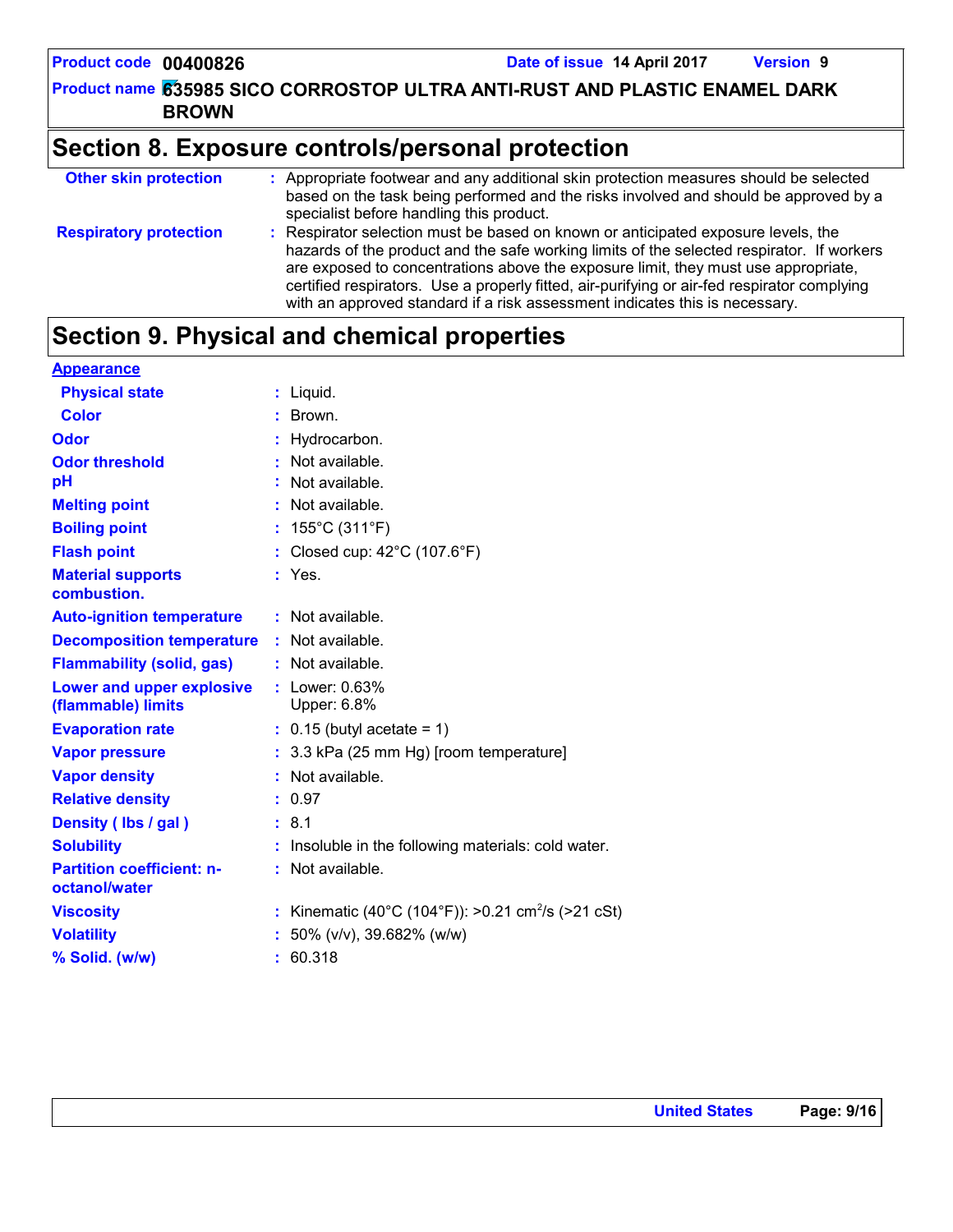## Section 8. Exposure controls/personal protection

| | |
|---|---|
| **Other skin protection** | : Appropriate footwear and any additional skin protection measures should be selected based on the task being performed and the risks involved and should be approved by a specialist before handling this product. |
| **Respiratory protection** | : Respirator selection must be based on known or anticipated exposure levels, the hazards of the product and the safe working limits of the selected respirator. If workers are exposed to concentrations above the exposure limit, they must use appropriate, certified respirators. Use a properly fitted, air-purifying or air-fed respirator complying with an approved standard if a risk assessment indicates this is necessary. |

## Section 9. Physical and chemical properties

**Appearance**

| | |
|---|---|
| **Physical state** | : Liquid. |
| **Color** | : Brown. |
| **Odor** | : Hydrocarbon. |
| **Odor threshold** | : Not available. |
| **pH** | : Not available. |
| **Melting point** | : Not available. |
| **Boiling point** | : 155°C (311°F) |
| **Flash point** | : Closed cup: 42°C (107.6°F) |
| **Material supports combustion.** | : Yes. |
| **Auto-ignition temperature** | : Not available. |
| **Decomposition temperature** | : Not available. |
| **Flammability (solid, gas)** | : Not available. |
| **Lower and upper explosive (flammable) limits** | : Lower: 0.63%<br>Upper: 6.8% |
| **Evaporation rate** | : 0.15 (butyl acetate = 1) |
| **Vapor pressure** | : 3.3 kPa (25 mm Hg) [room temperature] |
| **Vapor density** | : Not available. |
| **Relative density** | : 0.97 |
| **Density ( lbs / gal )** | : 8.1 |
| **Solubility** | : Insoluble in the following materials: cold water. |
| **Partition coefficient: n-octanol/water** | : Not available. |
| **Viscosity** | : Kinematic (40°C (104°F)): >0.21 $cm^2/s$ (>21 cSt) |
| **Volatility** | : 50% (v/v), 39.682% (w/w) |
| **% Solid. (w/w)** | : 60.318 |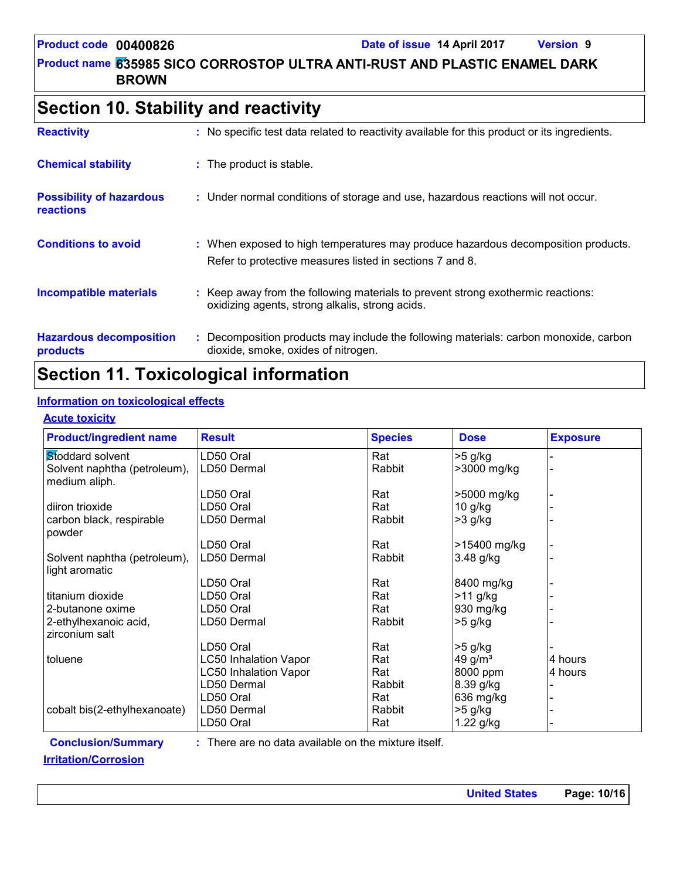## Section 10. Stability and reactivity

**Reactivity** : No specific test data related to reactivity available for this product or its ingredients.

**Chemical stability** : The product is stable.

**Possibility of hazardous reactions** : Under normal conditions of storage and use, hazardous reactions will not occur.

**Conditions to avoid** : When exposed to high temperatures may produce hazardous decomposition products.
Refer to protective measures listed in sections 7 and 8.

**Incompatible materials** : Keep away from the following materials to prevent strong exothermic reactions: oxidizing agents, strong alkalis, strong acids.

**Hazardous decomposition products** : Decomposition products may include the following materials: carbon monoxide, carbon dioxide, smoke, oxides of nitrogen.

## Section 11. Toxicological information

### Information on toxicological effects

#### Acute toxicity

| Product/ingredient name | Result | Species | Dose | Exposure |
|---|---|---|---|---|
| Stoddard solvent | LD50 Oral | Rat | >5 g/kg | - |
| Solvent naphtha (petroleum), medium aliph. | LD50 Dermal | Rabbit | >3000 mg/kg | - |
| | LD50 Oral | Rat | >5000 mg/kg | - |
| diiron trioxide | LD50 Oral | Rat | 10 g/kg | - |
| carbon black, respirable powder | LD50 Dermal | Rabbit | >3 g/kg | - |
| | LD50 Oral | Rat | >15400 mg/kg | - |
| Solvent naphtha (petroleum), light aromatic | LD50 Dermal | Rabbit | 3.48 g/kg | - |
| | LD50 Oral | Rat | 8400 mg/kg | - |
| titanium dioxide | LD50 Oral | Rat | >11 g/kg | - |
| 2-butanone oxime | LD50 Oral | Rat | 930 mg/kg | - |
| 2-ethylhexanoic acid, zirconium salt | LD50 Dermal | Rabbit | >5 g/kg | - |
| | LD50 Oral | Rat | >5 g/kg | - |
| toluene | LC50 Inhalation Vapor | Rat | 49 g/m³ | 4 hours |
| | LC50 Inhalation Vapor | Rat | 8000 ppm | 4 hours |
| | LD50 Dermal | Rabbit | 8.39 g/kg | - |
| | LD50 Oral | Rat | 636 mg/kg | - |
| cobalt bis(2-ethylhexanoate) | LD50 Dermal | Rabbit | >5 g/kg | - |
| | LD50 Oral | Rat | 1.22 g/kg | - |

**Conclusion/Summary** : There are no data available on the mixture itself.

#### Irritation/Corrosion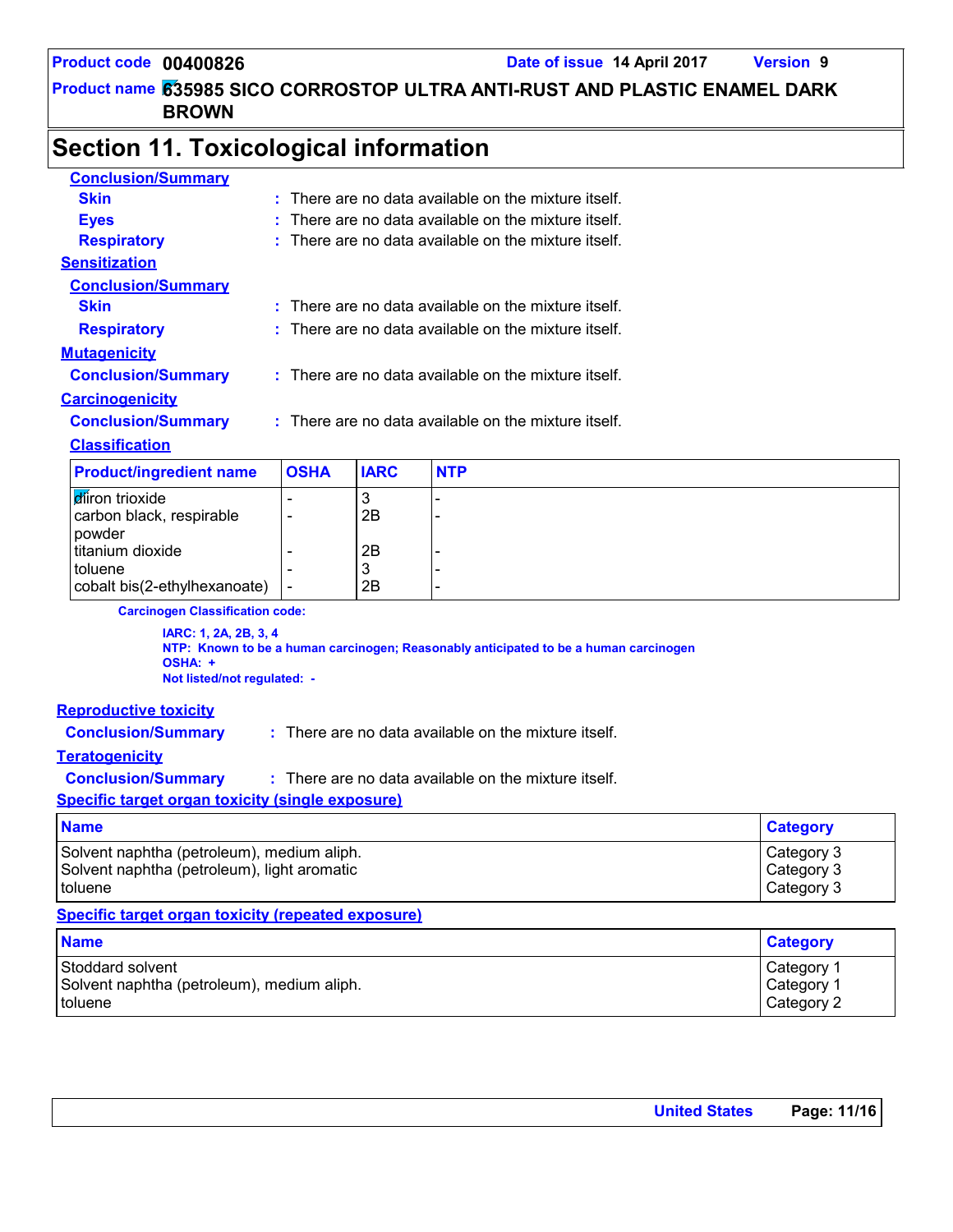## Section 11. Toxicological information

**Conclusion/Summary**

**Skin** : There are no data available on the mixture itself.

**Eyes** : There are no data available on the mixture itself.

**Respiratory** : There are no data available on the mixture itself.

**Sensitization**

**Conclusion/Summary**

**Skin** : There are no data available on the mixture itself.

**Respiratory** : There are no data available on the mixture itself.

**Mutagenicity**

**Conclusion/Summary** : There are no data available on the mixture itself.

**Carcinogenicity**

**Conclusion/Summary** : There are no data available on the mixture itself.

**Classification**

| Product/ingredient name | OSHA | IARC | NTP |
|---|---|---|---|
| diiron trioxide | - | 3 | - |
| carbon black, respirable powder | - | 2B | - |
| titanium dioxide | - | 2B | - |
| toluene | - | 3 | - |
| cobalt bis(2-ethylhexanoate) | - | 2B | - |

**Carcinogen Classification code:**

**IARC: 1, 2A, 2B, 3, 4**
**NTP: Known to be a human carcinogen; Reasonably anticipated to be a human carcinogen**
**OSHA: +**
**Not listed/not regulated: -**

**Reproductive toxicity**

**Conclusion/Summary** : There are no data available on the mixture itself.

**Teratogenicity**

**Conclusion/Summary** : There are no data available on the mixture itself.

**Specific target organ toxicity (single exposure)**

| Name | Category |
|---|---|
| Solvent naphtha (petroleum), medium aliph. | Category 3 |
| Solvent naphtha (petroleum), light aromatic | Category 3 |
| toluene | Category 3 |

**Specific target organ toxicity (repeated exposure)**

| Name | Category |
|---|---|
| Stoddard solvent | Category 1 |
| Solvent naphtha (petroleum), medium aliph. | Category 1 |
| toluene | Category 2 |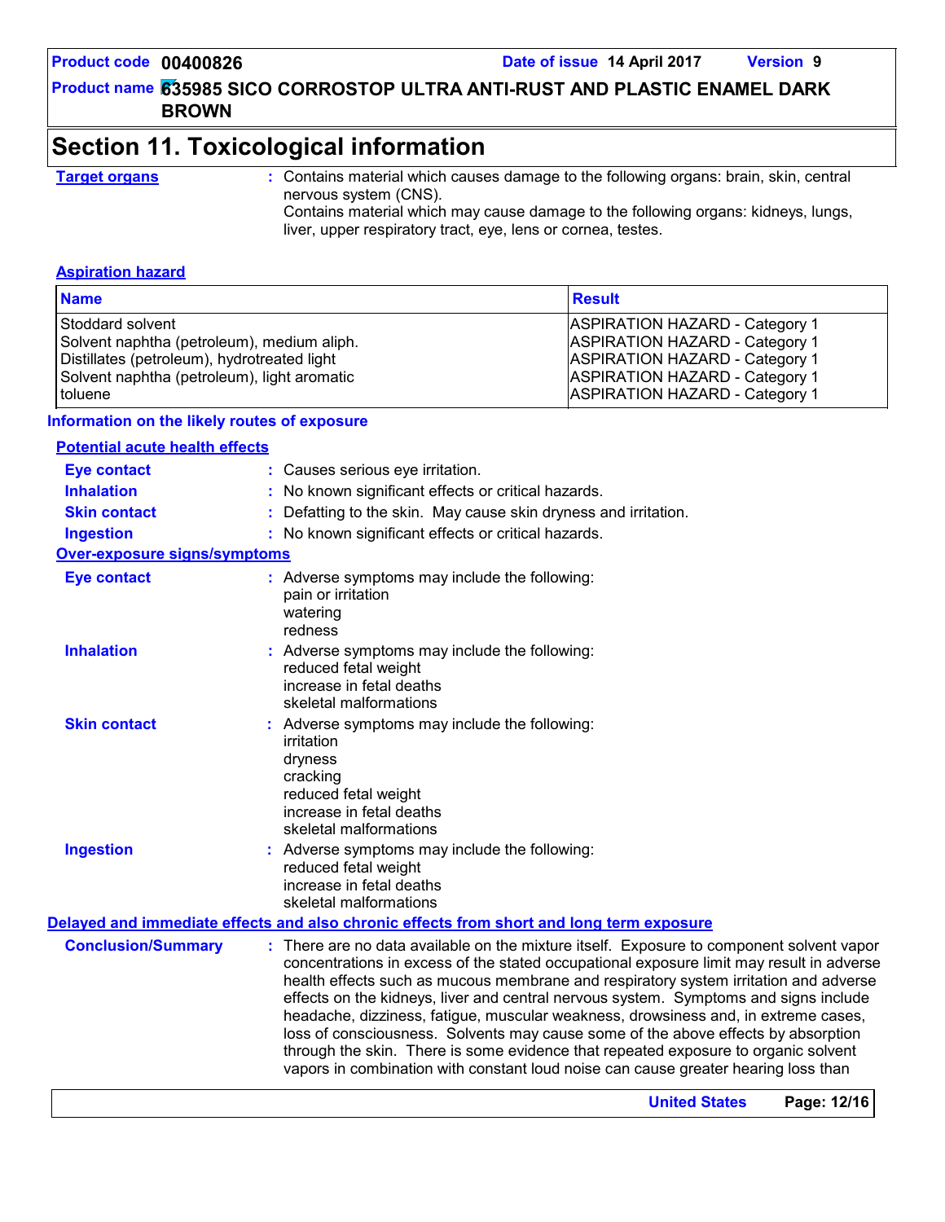# Section 11. Toxicological information

**Target organs** : Contains material which causes damage to the following organs: brain, skin, central nervous system (CNS).
Contains material which may cause damage to the following organs: kidneys, lungs, liver, upper respiratory tract, eye, lens or cornea, testes.

**Aspiration hazard**

| Name | Result |
|---|---|
| Stoddard solvent | ASPIRATION HAZARD - Category 1 |
| Solvent naphtha (petroleum), medium aliph. | ASPIRATION HAZARD - Category 1 |
| Distillates (petroleum), hydrotreated light | ASPIRATION HAZARD - Category 1 |
| Solvent naphtha (petroleum), light aromatic | ASPIRATION HAZARD - Category 1 |
| toluene | ASPIRATION HAZARD - Category 1 |

**Information on the likely routes of exposure**

**Potential acute health effects**

**Eye contact** : Causes serious eye irritation.

**Inhalation** : No known significant effects or critical hazards.

**Skin contact** : Defatting to the skin. May cause skin dryness and irritation.

**Ingestion** : No known significant effects or critical hazards.

**Over-exposure signs/symptoms**

**Eye contact** : Adverse symptoms may include the following:
pain or irritation
watering
redness

**Inhalation** : Adverse symptoms may include the following:
reduced fetal weight
increase in fetal deaths
skeletal malformations

**Skin contact** : Adverse symptoms may include the following:
irritation
dryness
cracking
reduced fetal weight
increase in fetal deaths
skeletal malformations

**Ingestion** : Adverse symptoms may include the following:
reduced fetal weight
increase in fetal deaths
skeletal malformations

**Delayed and immediate effects and also chronic effects from short and long term exposure**

**Conclusion/Summary** : There are no data available on the mixture itself. Exposure to component solvent vapor concentrations in excess of the stated occupational exposure limit may result in adverse health effects such as mucous membrane and respiratory system irritation and adverse effects on the kidneys, liver and central nervous system. Symptoms and signs include headache, dizziness, fatigue, muscular weakness, drowsiness and, in extreme cases, loss of consciousness. Solvents may cause some of the above effects by absorption through the skin. There is some evidence that repeated exposure to organic solvent vapors in combination with constant loud noise can cause greater hearing loss than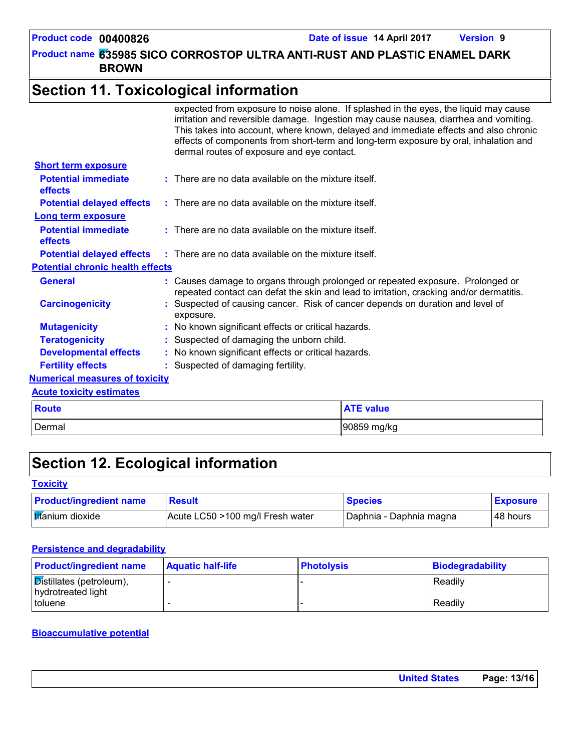## Section 11. Toxicological information

expected from exposure to noise alone. If splashed in the eyes, the liquid may cause irritation and reversible damage. Ingestion may cause nausea, diarrhea and vomiting. This takes into account, where known, delayed and immediate effects and also chronic effects of components from short-term and long-term exposure by oral, inhalation and dermal routes of exposure and eye contact.

**Short term exposure**

**Potential immediate effects** : There are no data available on the mixture itself.

**Potential delayed effects** : There are no data available on the mixture itself.

**Long term exposure**

**Potential immediate effects** : There are no data available on the mixture itself.

**Potential delayed effects** : There are no data available on the mixture itself.

**Potential chronic health effects**

**General** : Causes damage to organs through prolonged or repeated exposure. Prolonged or repeated contact can defat the skin and lead to irritation, cracking and/or dermatitis.

**Carcinogenicity** : Suspected of causing cancer. Risk of cancer depends on duration and level of exposure.

**Mutagenicity** : No known significant effects or critical hazards.

**Teratogenicity** : Suspected of damaging the unborn child.

**Developmental effects** : No known significant effects or critical hazards.

**Fertility effects** : Suspected of damaging fertility.

**Numerical measures of toxicity**

**Acute toxicity estimates**

| Route | ATE value |
|---|---|
| Dermal | 90859 mg/kg |

## Section 12. Ecological information

**Toxicity**

| Product/ingredient name | Result | Species | Exposure |
|---|---|---|---|
| titanium dioxide | Acute LC50 >100 mg/l Fresh water | Daphnia - Daphnia magna | 48 hours |

**Persistence and degradability**

| Product/ingredient name | Aquatic half-life | Photolysis | Biodegradability |
|---|---|---|---|
| Distillates (petroleum), hydrotreated light | - | - | Readily |
| toluene | - | - | Readily |

**Bioaccumulative potential**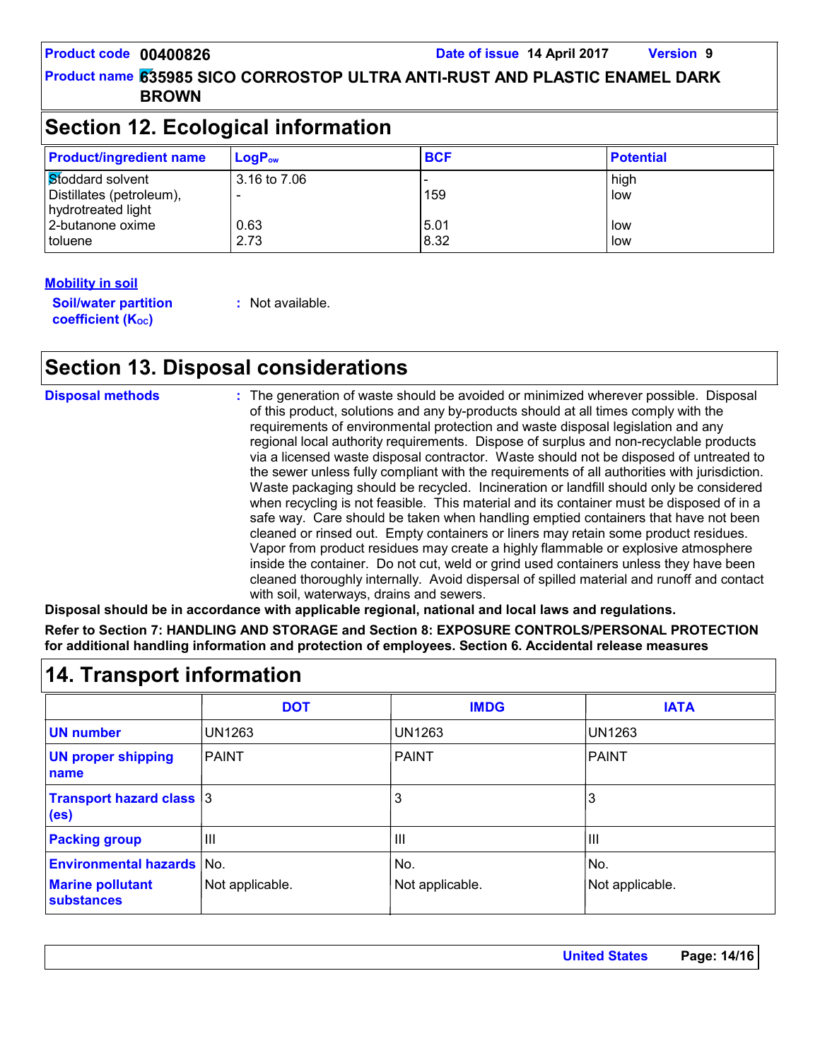## Section 12. Ecological information

| Product/ingredient name | $LogP_{ow}$ | BCF | Potential |
| --- | --- | --- | --- |
| Stoddard solvent | 3.16 to 7.06 | - | high |
| Distillates (petroleum), hydrotreated light | - | 159 | low |
| 2-butanone oxime | 0.63 | 5.01 | low |
| toluene | 2.73 | 8.32 | low |

**Mobility in soil**

**Soil/water partition coefficient ($K_{OC}$)** : Not available.

## Section 13. Disposal considerations

**Disposal methods** : The generation of waste should be avoided or minimized wherever possible. Disposal of this product, solutions and any by-products should at all times comply with the requirements of environmental protection and waste disposal legislation and any regional local authority requirements. Dispose of surplus and non-recyclable products via a licensed waste disposal contractor. Waste should not be disposed of untreated to the sewer unless fully compliant with the requirements of all authorities with jurisdiction. Waste packaging should be recycled. Incineration or landfill should only be considered when recycling is not feasible. This material and its container must be disposed of in a safe way. Care should be taken when handling emptied containers that have not been cleaned or rinsed out. Empty containers or liners may retain some product residues. Vapor from product residues may create a highly flammable or explosive atmosphere inside the container. Do not cut, weld or grind used containers unless they have been cleaned thoroughly internally. Avoid dispersal of spilled material and runoff and contact with soil, waterways, drains and sewers.

**Disposal should be in accordance with applicable regional, national and local laws and regulations.**

**Refer to Section 7: HANDLING AND STORAGE and Section 8: EXPOSURE CONTROLS/PERSONAL PROTECTION for additional handling information and protection of employees. Section 6. Accidental release measures**

## 14. Transport information

| | DOT | IMDG | IATA |
| --- | --- | --- | --- |
| UN number | UN1263 | UN1263 | UN1263 |
| UN proper shipping name | PAINT | PAINT | PAINT |
| Transport hazard class (es) | 3 | 3 | 3 |
| Packing group | III | III | III |
| Environmental hazards | No. | No. | No. |
| Marine pollutant substances | Not applicable. | Not applicable. | Not applicable. |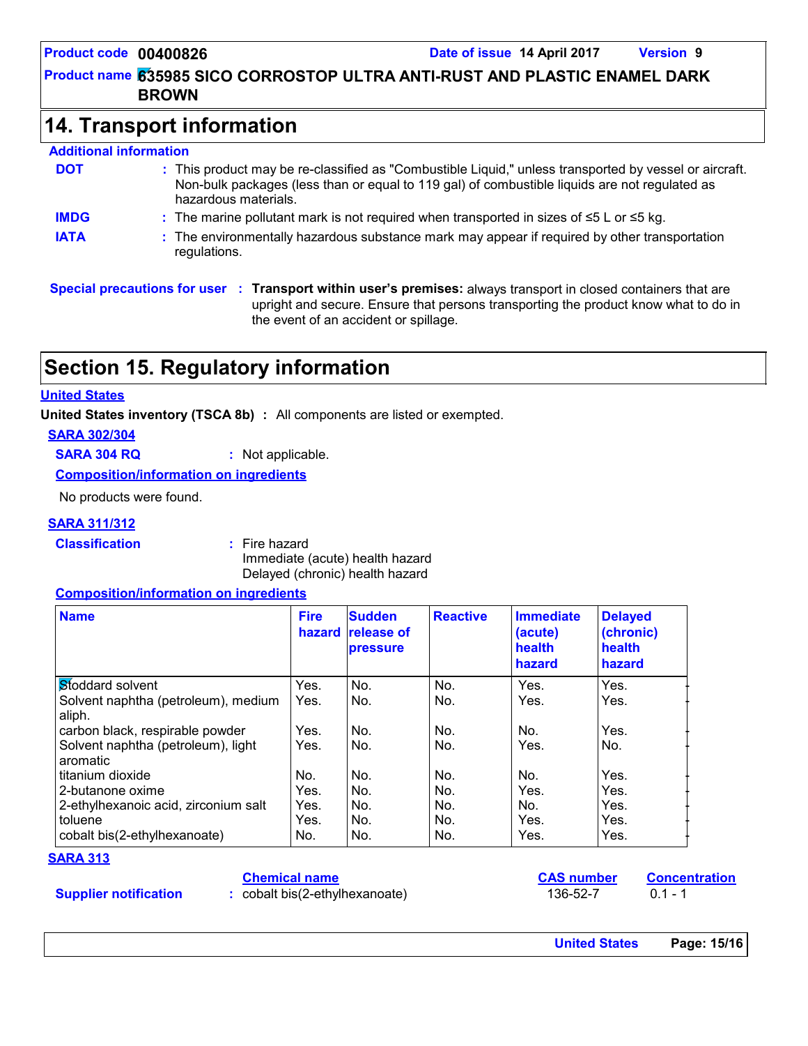## 14. Transport information

**Additional information**

**DOT** : This product may be re-classified as "Combustible Liquid," unless transported by vessel or aircraft. Non-bulk packages (less than or equal to 119 gal) of combustible liquids are not regulated as hazardous materials.

**IMDG** : The marine pollutant mark is not required when transported in sizes of ≤5 L or ≤5 kg.

**IATA** : The environmentally hazardous substance mark may appear if required by other transportation regulations.

**Special precautions for user** : **Transport within user's premises:** always transport in closed containers that are upright and secure. Ensure that persons transporting the product know what to do in the event of an accident or spillage.

## Section 15. Regulatory information

**United States**

**United States inventory (TSCA 8b)** : All components are listed or exempted.

**SARA 302/304**

**SARA 304 RQ** : Not applicable.

**Composition/information on ingredients**

No products were found.

**SARA 311/312**

**Classification** : Fire hazard
Immediate (acute) health hazard
Delayed (chronic) health hazard

**Composition/information on ingredients**

| Name | Fire hazard | Sudden release of pressure | Reactive | Immediate (acute) health hazard | Delayed (chronic) health hazard |
|---|---|---|---|---|---|
| Stoddard solvent | Yes. | No. | No. | Yes. | Yes. |
| Solvent naphtha (petroleum), medium aliph. | Yes. | No. | No. | Yes. | Yes. |
| carbon black, respirable powder | Yes. | No. | No. | No. | Yes. |
| Solvent naphtha (petroleum), light aromatic | Yes. | No. | No. | Yes. | No. |
| titanium dioxide | No. | No. | No. | No. | Yes. |
| 2-butanone oxime | Yes. | No. | No. | Yes. | Yes. |
| 2-ethylhexanoic acid, zirconium salt | Yes. | No. | No. | No. | Yes. |
| toluene | Yes. | No. | No. | Yes. | Yes. |
| cobalt bis(2-ethylhexanoate) | No. | No. | No. | Yes. | Yes. |

**SARA 313**

| | Chemical name | CAS number | Concentration |
|---|---|---|---|
| **Supplier notification** : | cobalt bis(2-ethylhexanoate) | 136-52-7 | 0.1 - 1 |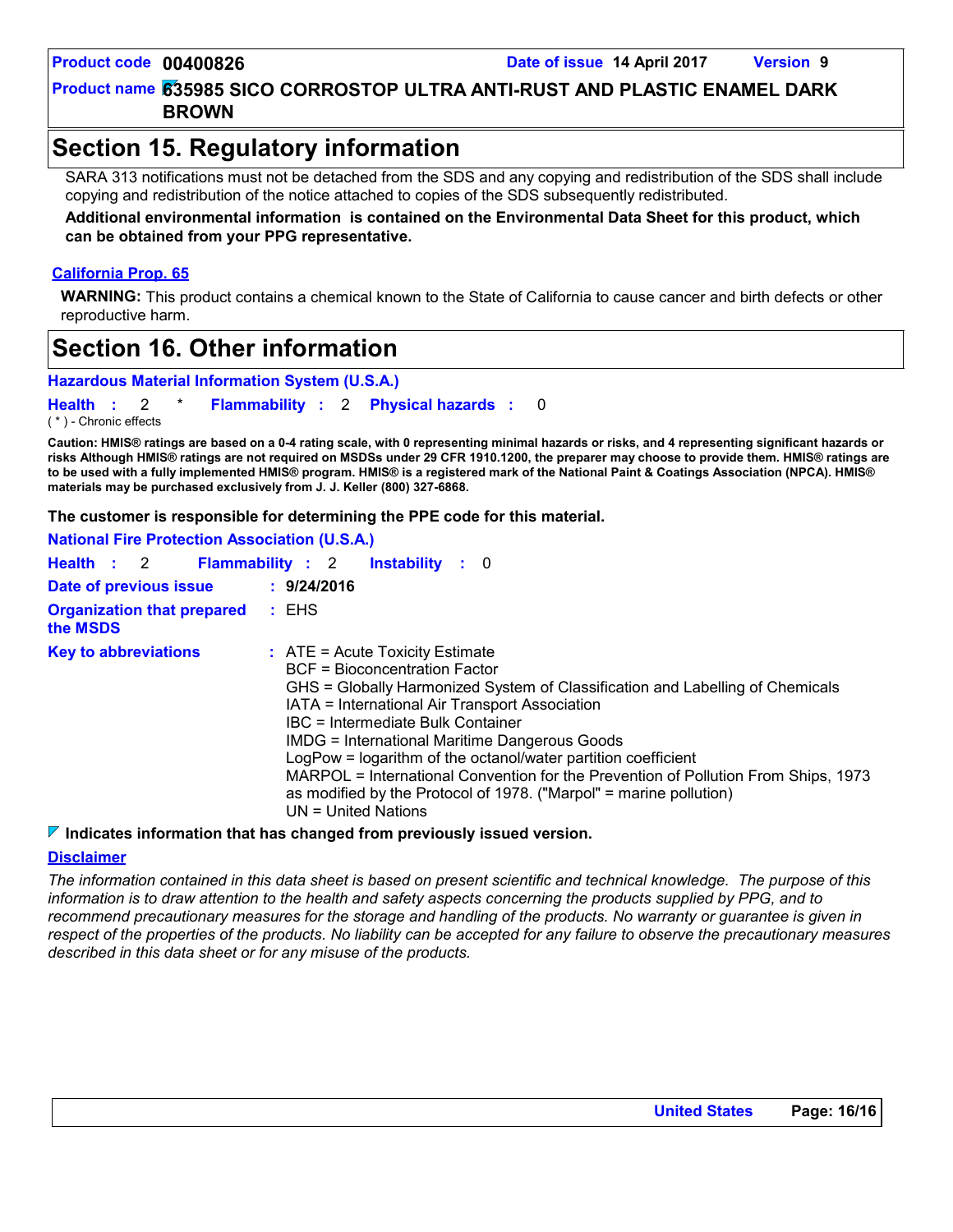## Section 15. Regulatory information

SARA 313 notifications must not be detached from the SDS and any copying and redistribution of the SDS shall include copying and redistribution of the notice attached to copies of the SDS subsequently redistributed.

**Additional environmental information is contained on the Environmental Data Sheet for this product, which can be obtained from your PPG representative.**

**California Prop. 65**

**WARNING:** This product contains a chemical known to the State of California to cause cancer and birth defects or other reproductive harm.

## Section 16. Other information

**Hazardous Material Information System (U.S.A.)**

**Health** : 2 * **Flammability** : 2 **Physical hazards** : 0

( * ) - Chronic effects

**Caution: HMIS® ratings are based on a 0-4 rating scale, with 0 representing minimal hazards or risks, and 4 representing significant hazards or risks Although HMIS® ratings are not required on MSDSs under 29 CFR 1910.1200, the preparer may choose to provide them. HMIS® ratings are to be used with a fully implemented HMIS® program. HMIS® is a registered mark of the National Paint & Coatings Association (NPCA). HMIS® materials may be purchased exclusively from J. J. Keller (800) 327-6868.**

**The customer is responsible for determining the PPE code for this material.**

**National Fire Protection Association (U.S.A.)**

**Health** : 2 **Flammability** : 2 **Instability** : 0

**Date of previous issue** : **9/24/2016**

**Organization that prepared the MSDS** : EHS

**Key to abbreviations** :
ATE = Acute Toxicity Estimate
BCF = Bioconcentration Factor
GHS = Globally Harmonized System of Classification and Labelling of Chemicals
IATA = International Air Transport Association
IBC = Intermediate Bulk Container
IMDG = International Maritime Dangerous Goods
LogPow = logarithm of the octanol/water partition coefficient
MARPOL = International Convention for the Prevention of Pollution From Ships, 1973 as modified by the Protocol of 1978. ("Marpol" = marine pollution)
UN = United Nations

**Indicates information that has changed from previously issued version.**

**Disclaimer**

*The information contained in this data sheet is based on present scientific and technical knowledge. The purpose of this information is to draw attention to the health and safety aspects concerning the products supplied by PPG, and to recommend precautionary measures for the storage and handling of the products. No warranty or guarantee is given in respect of the properties of the products. No liability can be accepted for any failure to observe the precautionary measures described in this data sheet or for any misuse of the products.*